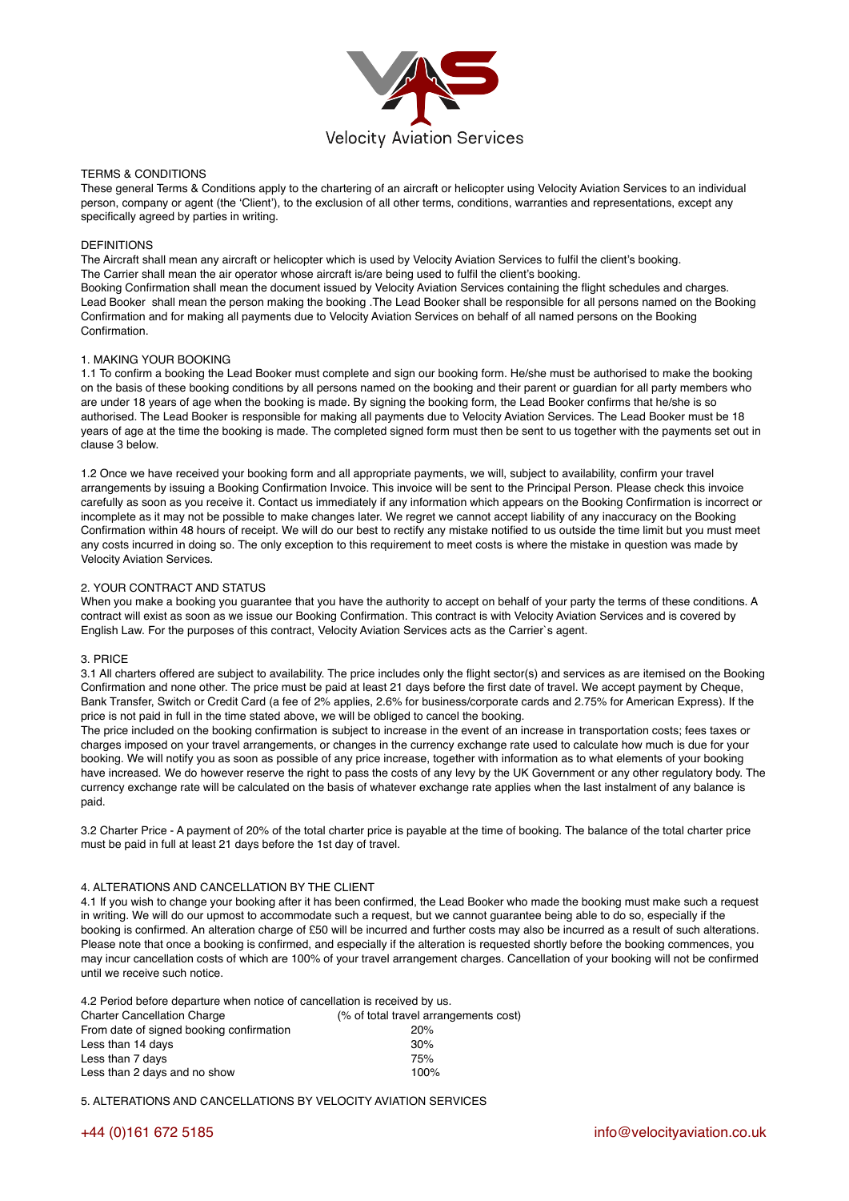Velocity Aviation Services

TERMS & CONDITIONS

These general Terms & Conditions apply to the chartering of an aircraft or helicopter using Velocity Aviation Services to an individual person, company or agent (the 'Client'), to the exclusion of all other terms, conditions, warranties and representations, except any specifically agreed by parties in writing.

DEFINITIONS

The Aircraft shall mean any aircraft or helicopter which is used by Velocity Aviation Services to fulfil the client's booking.
The Carrier shall mean the air operator whose aircraft is/are being used to fulfil the client's booking.
Booking Confirmation shall mean the document issued by Velocity Aviation Services containing the flight schedules and charges.
Lead Booker shall mean the person making the booking .The Lead Booker shall be responsible for all persons named on the Booking Confirmation and for making all payments due to Velocity Aviation Services on behalf of all named persons on the Booking Confirmation.

1. MAKING YOUR BOOKING

1.1 To confirm a booking the Lead Booker must complete and sign our booking form. He/she must be authorised to make the booking on the basis of these booking conditions by all persons named on the booking and their parent or guardian for all party members who are under 18 years of age when the booking is made. By signing the booking form, the Lead Booker confirms that he/she is so authorised. The Lead Booker is responsible for making all payments due to Velocity Aviation Services. The Lead Booker must be 18 years of age at the time the booking is made. The completed signed form must then be sent to us together with the payments set out in clause 3 below.

1.2 Once we have received your booking form and all appropriate payments, we will, subject to availability, confirm your travel arrangements by issuing a Booking Confirmation Invoice. This invoice will be sent to the Principal Person. Please check this invoice carefully as soon as you receive it. Contact us immediately if any information which appears on the Booking Confirmation is incorrect or incomplete as it may not be possible to make changes later. We regret we cannot accept liability of any inaccuracy on the Booking Confirmation within 48 hours of receipt. We will do our best to rectify any mistake notified to us outside the time limit but you must meet any costs incurred in doing so. The only exception to this requirement to meet costs is where the mistake in question was made by Velocity Aviation Services.

2. YOUR CONTRACT AND STATUS

When you make a booking you guarantee that you have the authority to accept on behalf of your party the terms of these conditions. A contract will exist as soon as we issue our Booking Confirmation. This contract is with Velocity Aviation Services and is covered by English Law. For the purposes of this contract, Velocity Aviation Services acts as the Carrier`s agent.

3. PRICE

3.1 All charters offered are subject to availability. The price includes only the flight sector(s) and services as are itemised on the Booking Confirmation and none other. The price must be paid at least 21 days before the first date of travel. We accept payment by Cheque, Bank Transfer, Switch or Credit Card (a fee of 2% applies, 2.6% for business/corporate cards and 2.75% for American Express). If the price is not paid in full in the time stated above, we will be obliged to cancel the booking.

The price included on the booking confirmation is subject to increase in the event of an increase in transportation costs; fees taxes or charges imposed on your travel arrangements, or changes in the currency exchange rate used to calculate how much is due for your booking. We will notify you as soon as possible of any price increase, together with information as to what elements of your booking have increased. We do however reserve the right to pass the costs of any levy by the UK Government or any other regulatory body. The currency exchange rate will be calculated on the basis of whatever exchange rate applies when the last instalment of any balance is paid.

3.2 Charter Price - A payment of 20% of the total charter price is payable at the time of booking. The balance of the total charter price must be paid in full at least 21 days before the 1st day of travel.

4. ALTERATIONS AND CANCELLATION BY THE CLIENT

4.1 If you wish to change your booking after it has been confirmed, the Lead Booker who made the booking must make such a request in writing. We will do our upmost to accommodate such a request, but we cannot guarantee being able to do so, especially if the booking is confirmed. An alteration charge of £50 will be incurred and further costs may also be incurred as a result of such alterations. Please note that once a booking is confirmed, and especially if the alteration is requested shortly before the booking commences, you may incur cancellation costs of which are 100% of your travel arrangement charges. Cancellation of your booking will not be confirmed until we receive such notice.

4.2 Period before departure when notice of cancellation is received by us.

| Charter Cancellation Charge | (% of total travel arrangements cost) |
|---|---|
| From date of signed booking confirmation | 20% |
| Less than 14 days | 30% |
| Less than 7 days | 75% |
| Less than 2 days and no show | 100% |

5. ALTERATIONS AND CANCELLATIONS BY VELOCITY AVIATION SERVICES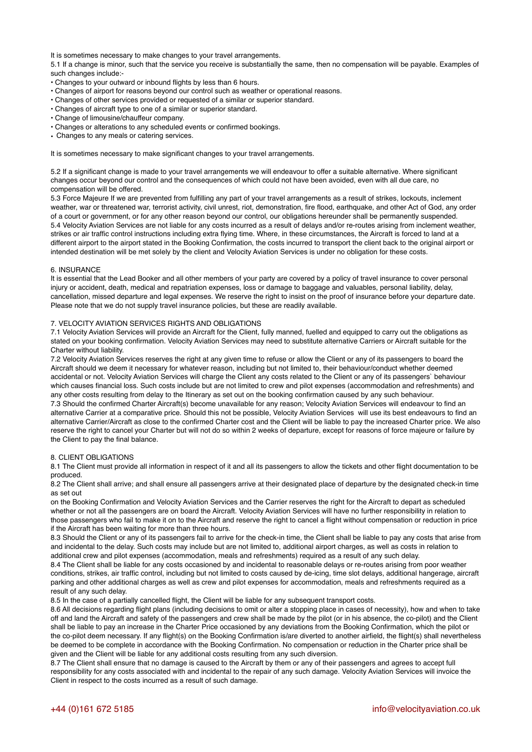It is sometimes necessary to make changes to your travel arrangements.

5.1 If a change is minor, such that the service you receive is substantially the same, then no compensation will be payable. Examples of such changes include:-

- Changes to your outward or inbound flights by less than 6 hours.
- Changes of airport for reasons beyond our control such as weather or operational reasons.
- Changes of other services provided or requested of a similar or superior standard.
- Changes of aircraft type to one of a similar or superior standard.
- Change of limousine/chauffeur company.
- Changes or alterations to any scheduled events or confirmed bookings.
- Changes to any meals or catering services.

It is sometimes necessary to make significant changes to your travel arrangements.

5.2 If a significant change is made to your travel arrangements we will endeavour to offer a suitable alternative. Where significant changes occur beyond our control and the consequences of which could not have been avoided, even with all due care, no compensation will be offered.

5.3 Force Majeure If we are prevented from fulfilling any part of your travel arrangements as a result of strikes, lockouts, inclement weather, war or threatened war, terrorist activity, civil unrest, riot, demonstration, fire flood, earthquake, and other Act of God, any order of a court or government, or for any other reason beyond our control, our obligations hereunder shall be permanently suspended.

5.4 Velocity Aviation Services are not liable for any costs incurred as a result of delays and/or re-routes arising from inclement weather, strikes or air traffic control instructions including extra flying time. Where, in these circumstances, the Aircraft is forced to land at a different airport to the airport stated in the Booking Confirmation, the costs incurred to transport the client back to the original airport or intended destination will be met solely by the client and Velocity Aviation Services is under no obligation for these costs.

## 6. INSURANCE

It is essential that the Lead Booker and all other members of your party are covered by a policy of travel insurance to cover personal injury or accident, death, medical and repatriation expenses, loss or damage to baggage and valuables, personal liability, delay, cancellation, missed departure and legal expenses. We reserve the right to insist on the proof of insurance before your departure date. Please note that we do not supply travel insurance policies, but these are readily available.

## 7. VELOCITY AVIATION SERVICES RIGHTS AND OBLIGATIONS

7.1 Velocity Aviation Services will provide an Aircraft for the Client, fully manned, fuelled and equipped to carry out the obligations as stated on your booking confirmation. Velocity Aviation Services may need to substitute alternative Carriers or Aircraft suitable for the Charter without liability.

7.2 Velocity Aviation Services reserves the right at any given time to refuse or allow the Client or any of its passengers to board the Aircraft should we deem it necessary for whatever reason, including but not limited to, their behaviour/conduct whether deemed accidental or not. Velocity Aviation Services will charge the Client any costs related to the Client or any of its passengers` behaviour which causes financial loss. Such costs include but are not limited to crew and pilot expenses (accommodation and refreshments) and any other costs resulting from delay to the Itinerary as set out on the booking confirmation caused by any such behaviour.

7.3 Should the confirmed Charter Aircraft(s) become unavailable for any reason; Velocity Aviation Services will endeavour to find an alternative Carrier at a comparative price. Should this not be possible, Velocity Aviation Services will use its best endeavours to find an alternative Carrier/Aircraft as close to the confirmed Charter cost and the Client will be liable to pay the increased Charter price. We also reserve the right to cancel your Charter but will not do so within 2 weeks of departure, except for reasons of force majeure or failure by the Client to pay the final balance.

## 8. CLIENT OBLIGATIONS

8.1 The Client must provide all information in respect of it and all its passengers to allow the tickets and other flight documentation to be produced.

8.2 The Client shall arrive; and shall ensure all passengers arrive at their designated place of departure by the designated check-in time as set out on the Booking Confirmation and Velocity Aviation Services and the Carrier reserves the right for the Aircraft to depart as scheduled whether or not all the passengers are on board the Aircraft. Velocity Aviation Services will have no further responsibility in relation to those passengers who fail to make it on to the Aircraft and reserve the right to cancel a flight without compensation or reduction in price if the Aircraft has been waiting for more than three hours.

8.3 Should the Client or any of its passengers fail to arrive for the check-in time, the Client shall be liable to pay any costs that arise from and incidental to the delay. Such costs may include but are not limited to, additional airport charges, as well as costs in relation to additional crew and pilot expenses (accommodation, meals and refreshments) required as a result of any such delay.

8.4 The Client shall be liable for any costs occasioned by and incidental to reasonable delays or re-routes arising from poor weather conditions, strikes, air traffic control, including but not limited to costs caused by de-icing, time slot delays, additional hangerage, aircraft parking and other additional charges as well as crew and pilot expenses for accommodation, meals and refreshments required as a result of any such delay.

8.5 In the case of a partially cancelled flight, the Client will be liable for any subsequent transport costs.

8.6 All decisions regarding flight plans (including decisions to omit or alter a stopping place in cases of necessity), how and when to take off and land the Aircraft and safety of the passengers and crew shall be made by the pilot (or in his absence, the co-pilot) and the Client shall be liable to pay an increase in the Charter Price occasioned by any deviations from the Booking Confirmation, which the pilot or the co-pilot deem necessary. If any flight(s) on the Booking Confirmation is/are diverted to another airfield, the flight(s) shall nevertheless be deemed to be complete in accordance with the Booking Confirmation. No compensation or reduction in the Charter price shall be given and the Client will be liable for any additional costs resulting from any such diversion.

8.7 The Client shall ensure that no damage is caused to the Aircraft by them or any of their passengers and agrees to accept full responsibility for any costs associated with and incidental to the repair of any such damage. Velocity Aviation Services will invoice the Client in respect to the costs incurred as a result of such damage.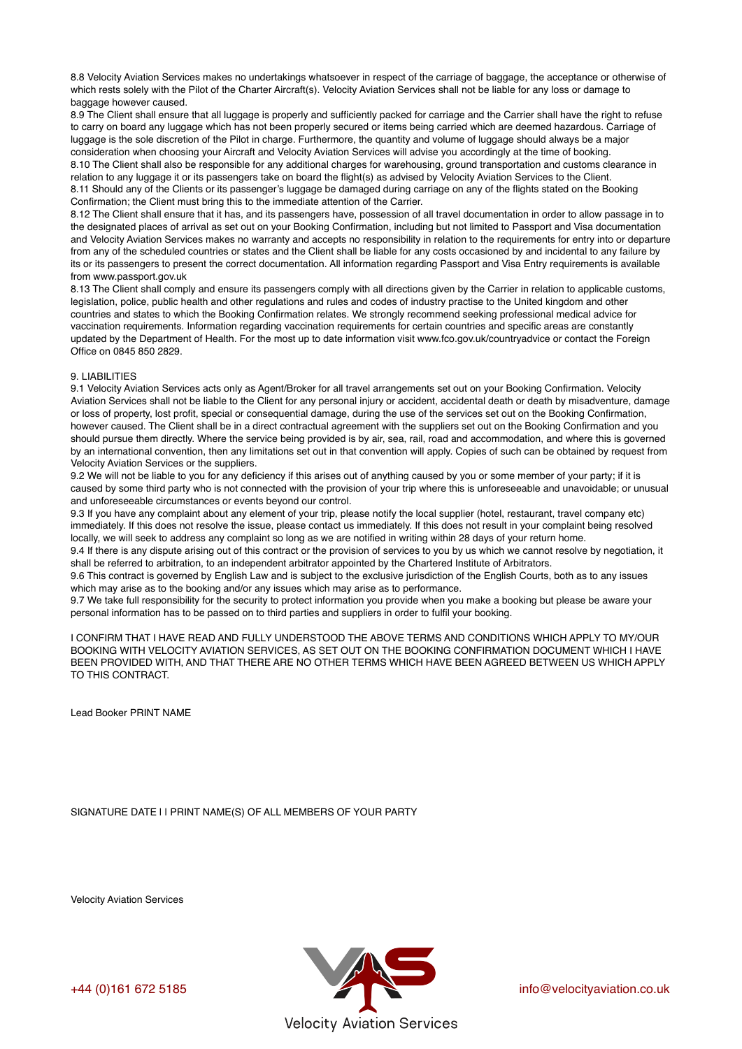8.8 Velocity Aviation Services makes no undertakings whatsoever in respect of the carriage of baggage, the acceptance or otherwise of which rests solely with the Pilot of the Charter Aircraft(s). Velocity Aviation Services shall not be liable for any loss or damage to baggage however caused.

8.9 The Client shall ensure that all luggage is properly and sufficiently packed for carriage and the Carrier shall have the right to refuse to carry on board any luggage which has not been properly secured or items being carried which are deemed hazardous. Carriage of luggage is the sole discretion of the Pilot in charge. Furthermore, the quantity and volume of luggage should always be a major consideration when choosing your Aircraft and Velocity Aviation Services will advise you accordingly at the time of booking.

8.10 The Client shall also be responsible for any additional charges for warehousing, ground transportation and customs clearance in relation to any luggage it or its passengers take on board the flight(s) as advised by Velocity Aviation Services to the Client.

8.11 Should any of the Clients or its passenger's luggage be damaged during carriage on any of the flights stated on the Booking Confirmation; the Client must bring this to the immediate attention of the Carrier.

8.12 The Client shall ensure that it has, and its passengers have, possession of all travel documentation in order to allow passage in to the designated places of arrival as set out on your Booking Confirmation, including but not limited to Passport and Visa documentation and Velocity Aviation Services makes no warranty and accepts no responsibility in relation to the requirements for entry into or departure from any of the scheduled countries or states and the Client shall be liable for any costs occasioned by and incidental to any failure by its or its passengers to present the correct documentation. All information regarding Passport and Visa Entry requirements is available from www.passport.gov.uk

8.13 The Client shall comply and ensure its passengers comply with all directions given by the Carrier in relation to applicable customs, legislation, police, public health and other regulations and rules and codes of industry practise to the United kingdom and other countries and states to which the Booking Confirmation relates. We strongly recommend seeking professional medical advice for vaccination requirements. Information regarding vaccination requirements for certain countries and specific areas are constantly updated by the Department of Health. For the most up to date information visit www.fco.gov.uk/countryadvice or contact the Foreign Office on 0845 850 2829.

## 9. LIABILITIES

9.1 Velocity Aviation Services acts only as Agent/Broker for all travel arrangements set out on your Booking Confirmation. Velocity Aviation Services shall not be liable to the Client for any personal injury or accident, accidental death or death by misadventure, damage or loss of property, lost profit, special or consequential damage, during the use of the services set out on the Booking Confirmation, however caused. The Client shall be in a direct contractual agreement with the suppliers set out on the Booking Confirmation and you should pursue them directly. Where the service being provided is by air, sea, rail, road and accommodation, and where this is governed by an international convention, then any limitations set out in that convention will apply. Copies of such can be obtained by request from Velocity Aviation Services or the suppliers.

9.2 We will not be liable to you for any deficiency if this arises out of anything caused by you or some member of your party; if it is caused by some third party who is not connected with the provision of your trip where this is unforeseeable and unavoidable; or unusual and unforeseeable circumstances or events beyond our control.

9.3 If you have any complaint about any element of your trip, please notify the local supplier (hotel, restaurant, travel company etc) immediately. If this does not resolve the issue, please contact us immediately. If this does not result in your complaint being resolved locally, we will seek to address any complaint so long as we are notified in writing within 28 days of your return home.

9.4 If there is any dispute arising out of this contract or the provision of services to you by us which we cannot resolve by negotiation, it shall be referred to arbitration, to an independent arbitrator appointed by the Chartered Institute of Arbitrators.

9.6 This contract is governed by English Law and is subject to the exclusive jurisdiction of the English Courts, both as to any issues which may arise as to the booking and/or any issues which may arise as to performance.

9.7 We take full responsibility for the security to protect information you provide when you make a booking but please be aware your personal information has to be passed on to third parties and suppliers in order to fulfil your booking.

I CONFIRM THAT I HAVE READ AND FULLY UNDERSTOOD THE ABOVE TERMS AND CONDITIONS WHICH APPLY TO MY/OUR BOOKING WITH VELOCITY AVIATION SERVICES, AS SET OUT ON THE BOOKING CONFIRMATION DOCUMENT WHICH I HAVE BEEN PROVIDED WITH, AND THAT THERE ARE NO OTHER TERMS WHICH HAVE BEEN AGREED BETWEEN US WHICH APPLY TO THIS CONTRACT.

Lead Booker PRINT NAME

SIGNATURE DATE | | PRINT NAME(S) OF ALL MEMBERS OF YOUR PARTY

Velocity Aviation Services

+44 (0)161 672 5185

Velocity Aviation Services

info@velocityaviation.co.uk